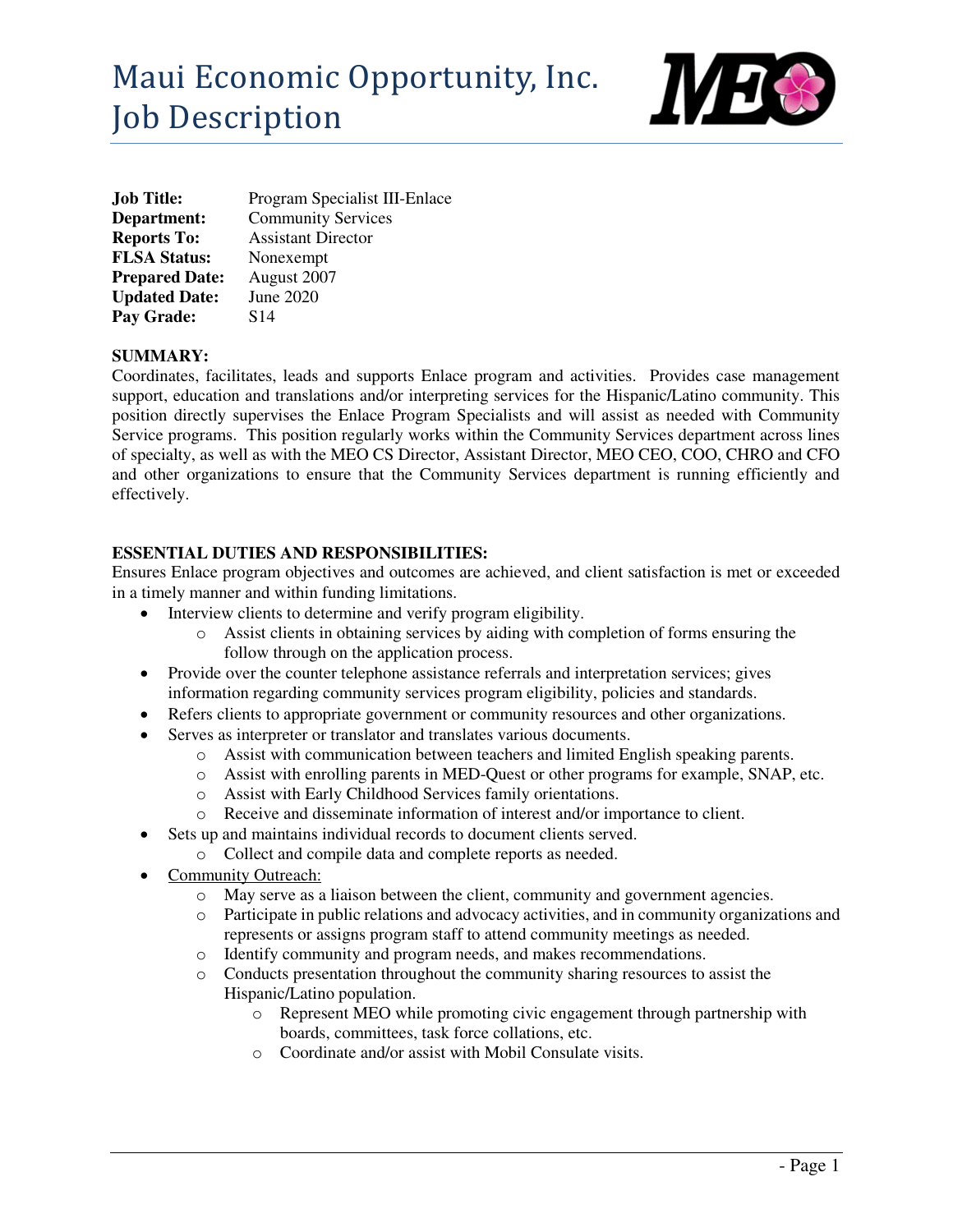# Maui Economic Opportunity, Inc.
# Job Description

**Job Title:** Program Specialist III-Enlace
**Department:** Community Services
**Reports To:** Assistant Director
**FLSA Status:** Nonexempt
**Prepared Date:** August 2007
**Updated Date:** June 2020
**Pay Grade:** S14

**SUMMARY:**

Coordinates, facilitates, leads and supports Enlace program and activities. Provides case management support, education and translations and/or interpreting services for the Hispanic/Latino community. This position directly supervises the Enlace Program Specialists and will assist as needed with Community Service programs. This position regularly works within the Community Services department across lines of specialty, as well as with the MEO CS Director, Assistant Director, MEO CEO, COO, CHRO and CFO and other organizations to ensure that the Community Services department is running efficiently and effectively.

**ESSENTIAL DUTIES AND RESPONSIBILITIES:**

Ensures Enlace program objectives and outcomes are achieved, and client satisfaction is met or exceeded in a timely manner and within funding limitations.

- Interview clients to determine and verify program eligibility.
  - Assist clients in obtaining services by aiding with completion of forms ensuring the follow through on the application process.
- Provide over the counter telephone assistance referrals and interpretation services; gives information regarding community services program eligibility, policies and standards.
- Refers clients to appropriate government or community resources and other organizations.
- Serves as interpreter or translator and translates various documents.
  - Assist with communication between teachers and limited English speaking parents.
  - Assist with enrolling parents in MED-Quest or other programs for example, SNAP, etc.
  - Assist with Early Childhood Services family orientations.
  - Receive and disseminate information of interest and/or importance to client.
- Sets up and maintains individual records to document clients served.
  - Collect and compile data and complete reports as needed.
- <u>Community Outreach:</u>
  - May serve as a liaison between the client, community and government agencies.
  - Participate in public relations and advocacy activities, and in community organizations and represents or assigns program staff to attend community meetings as needed.
  - Identify community and program needs, and makes recommendations.
  - Conducts presentation throughout the community sharing resources to assist the Hispanic/Latino population.
    - Represent MEO while promoting civic engagement through partnership with boards, committees, task force collations, etc.
    - Coordinate and/or assist with Mobil Consulate visits.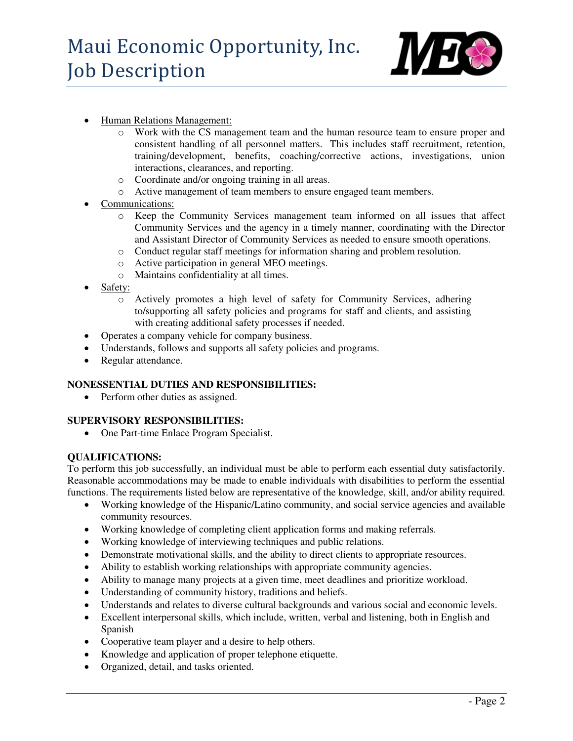- Human Relations Management:
  - Work with the CS management team and the human resource team to ensure proper and consistent handling of all personnel matters. This includes staff recruitment, retention, training/development, benefits, coaching/corrective actions, investigations, union interactions, clearances, and reporting.
  - Coordinate and/or ongoing training in all areas.
  - Active management of team members to ensure engaged team members.
- Communications:
  - Keep the Community Services management team informed on all issues that affect Community Services and the agency in a timely manner, coordinating with the Director and Assistant Director of Community Services as needed to ensure smooth operations.
  - Conduct regular staff meetings for information sharing and problem resolution.
  - Active participation in general MEO meetings.
  - Maintains confidentiality at all times.
- Safety:
  - Actively promotes a high level of safety for Community Services, adhering to/supporting all safety policies and programs for staff and clients, and assisting with creating additional safety processes if needed.
- Operates a company vehicle for company business.
- Understands, follows and supports all safety policies and programs.
- Regular attendance.

**NONESSENTIAL DUTIES AND RESPONSIBILITIES:**

- Perform other duties as assigned.

**SUPERVISORY RESPONSIBILITIES:**

- One Part-time Enlace Program Specialist.

**QUALIFICATIONS:**

To perform this job successfully, an individual must be able to perform each essential duty satisfactorily. Reasonable accommodations may be made to enable individuals with disabilities to perform the essential functions. The requirements listed below are representative of the knowledge, skill, and/or ability required.

- Working knowledge of the Hispanic/Latino community, and social service agencies and available community resources.
- Working knowledge of completing client application forms and making referrals.
- Working knowledge of interviewing techniques and public relations.
- Demonstrate motivational skills, and the ability to direct clients to appropriate resources.
- Ability to establish working relationships with appropriate community agencies.
- Ability to manage many projects at a given time, meet deadlines and prioritize workload.
- Understanding of community history, traditions and beliefs.
- Understands and relates to diverse cultural backgrounds and various social and economic levels.
- Excellent interpersonal skills, which include, written, verbal and listening, both in English and Spanish
- Cooperative team player and a desire to help others.
- Knowledge and application of proper telephone etiquette.
- Organized, detail, and tasks oriented.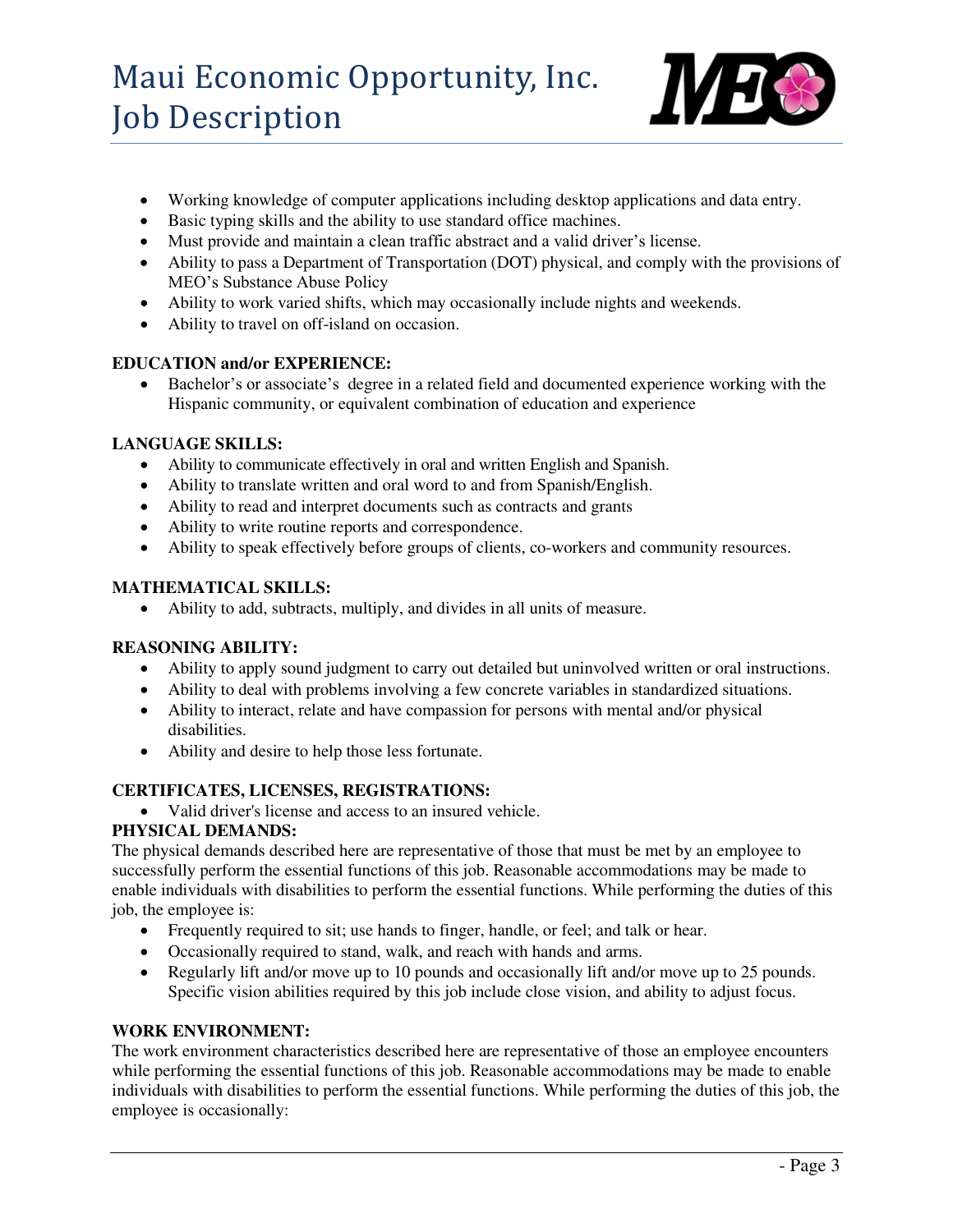- Working knowledge of computer applications including desktop applications and data entry.
- Basic typing skills and the ability to use standard office machines.
- Must provide and maintain a clean traffic abstract and a valid driver's license.
- Ability to pass a Department of Transportation (DOT) physical, and comply with the provisions of MEO's Substance Abuse Policy
- Ability to work varied shifts, which may occasionally include nights and weekends.
- Ability to travel on off-island on occasion.

**EDUCATION and/or EXPERIENCE:**

- Bachelor's or associate's degree in a related field and documented experience working with the Hispanic community, or equivalent combination of education and experience

**LANGUAGE SKILLS:**

- Ability to communicate effectively in oral and written English and Spanish.
- Ability to translate written and oral word to and from Spanish/English.
- Ability to read and interpret documents such as contracts and grants
- Ability to write routine reports and correspondence.
- Ability to speak effectively before groups of clients, co-workers and community resources.

**MATHEMATICAL SKILLS:**

- Ability to add, subtracts, multiply, and divides in all units of measure.

**REASONING ABILITY:**

- Ability to apply sound judgment to carry out detailed but uninvolved written or oral instructions.
- Ability to deal with problems involving a few concrete variables in standardized situations.
- Ability to interact, relate and have compassion for persons with mental and/or physical disabilities.
- Ability and desire to help those less fortunate.

**CERTIFICATES, LICENSES, REGISTRATIONS:**

- Valid driver's license and access to an insured vehicle.

**PHYSICAL DEMANDS:**

The physical demands described here are representative of those that must be met by an employee to successfully perform the essential functions of this job. Reasonable accommodations may be made to enable individuals with disabilities to perform the essential functions. While performing the duties of this job, the employee is:

- Frequently required to sit; use hands to finger, handle, or feel; and talk or hear.
- Occasionally required to stand, walk, and reach with hands and arms.
- Regularly lift and/or move up to 10 pounds and occasionally lift and/or move up to 25 pounds. Specific vision abilities required by this job include close vision, and ability to adjust focus.

**WORK ENVIRONMENT:**

The work environment characteristics described here are representative of those an employee encounters while performing the essential functions of this job. Reasonable accommodations may be made to enable individuals with disabilities to perform the essential functions. While performing the duties of this job, the employee is occasionally: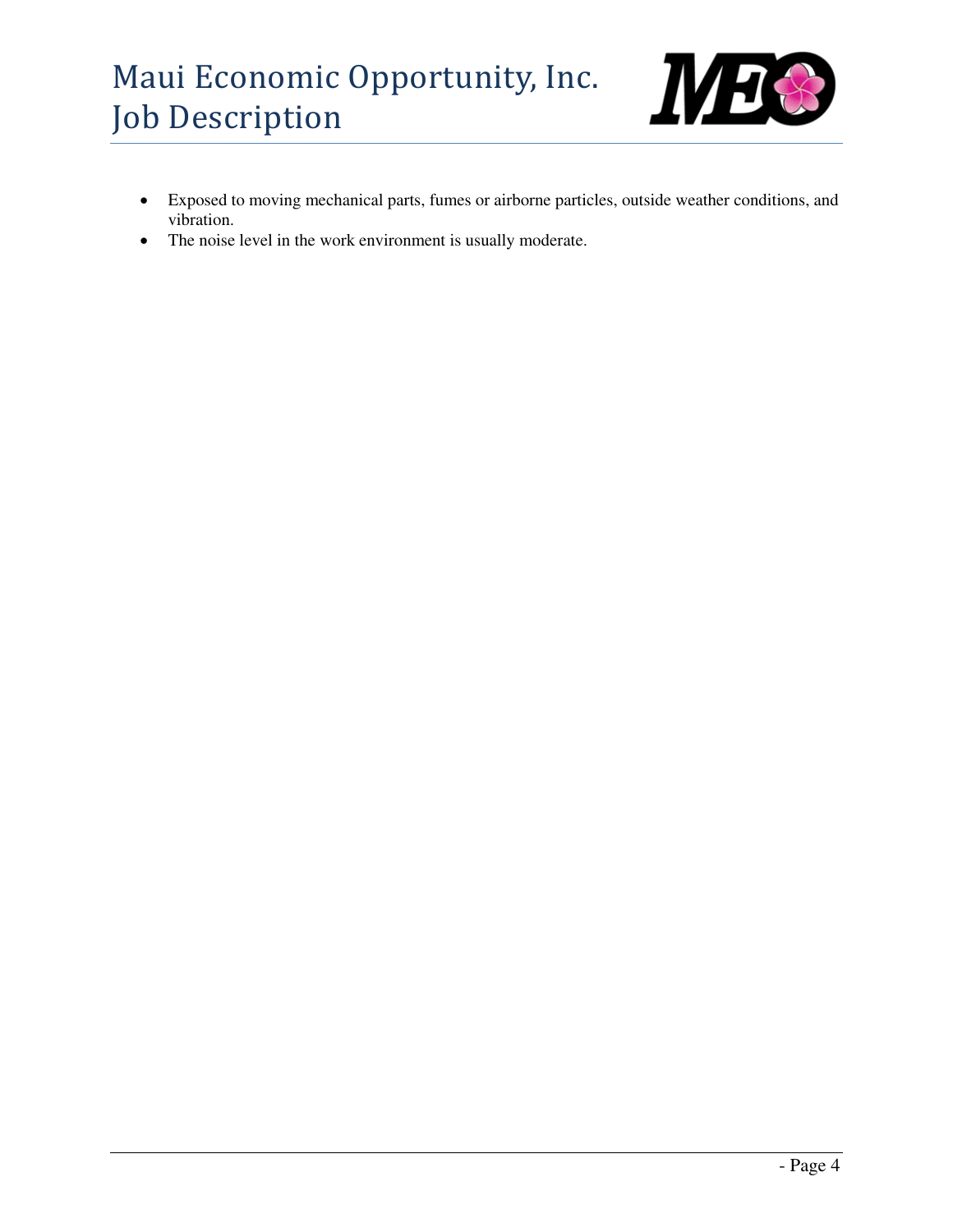- Exposed to moving mechanical parts, fumes or airborne particles, outside weather conditions, and vibration.
- The noise level in the work environment is usually moderate.